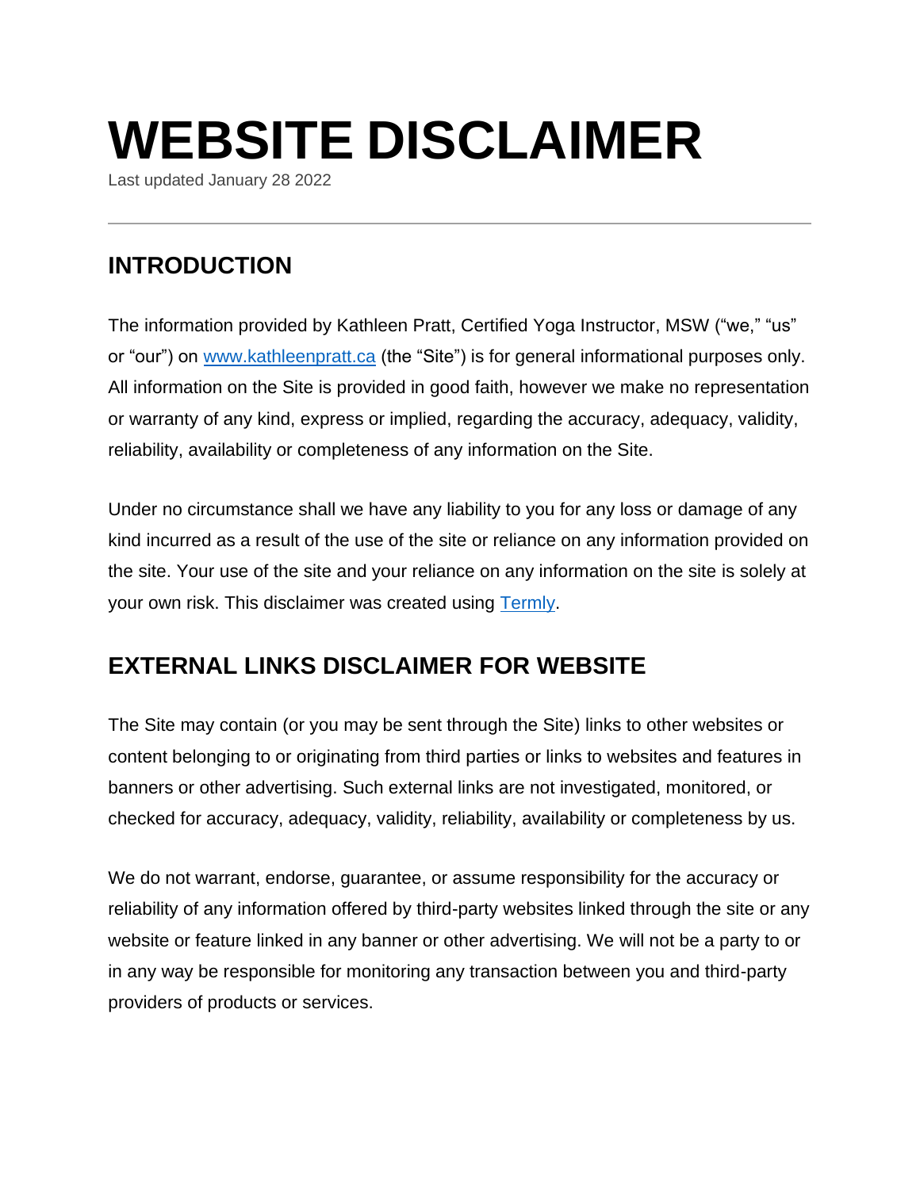# WEBSITE DISCLAIMER

Last updated January 28 2022

## INTRODUCTION

The information provided by Kathleen Pratt, Certified Yoga Instructor, MSW ("we," "us" or "our") on [www.kathleenpratt.ca](http://www.kathleenpratt.ca) (the "Site") is for general informational purposes only. All information on the Site is provided in good faith, however we make no representation or warranty of any kind, express or implied, regarding the accuracy, adequacy, validity, reliability, availability or completeness of any information on the Site.

Under no circumstance shall we have any liability to you for any loss or damage of any kind incurred as a result of the use of the site or reliance on any information provided on the site. Your use of the site and your reliance on any information on the site is solely at your own risk. This disclaimer was created using Termly.

## EXTERNAL LINKS DISCLAIMER FOR WEBSITE

The Site may contain (or you may be sent through the Site) links to other websites or content belonging to or originating from third parties or links to websites and features in banners or other advertising. Such external links are not investigated, monitored, or checked for accuracy, adequacy, validity, reliability, availability or completeness by us.

We do not warrant, endorse, guarantee, or assume responsibility for the accuracy or reliability of any information offered by third-party websites linked through the site or any website or feature linked in any banner or other advertising. We will not be a party to or in any way be responsible for monitoring any transaction between you and third-party providers of products or services.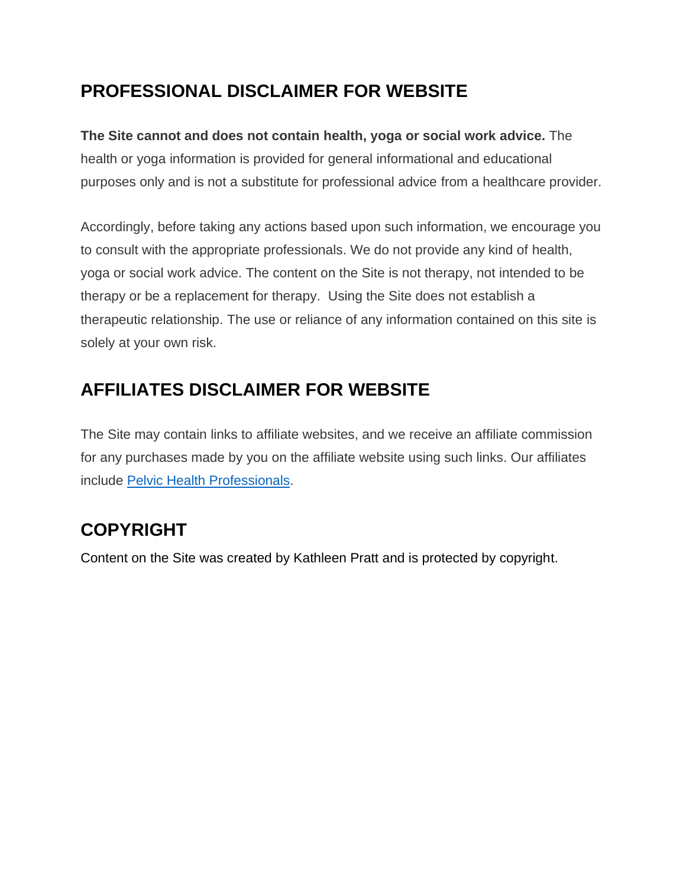## PROFESSIONAL DISCLAIMER FOR WEBSITE

**The Site cannot and does not contain health, yoga or social work advice.** The health or yoga information is provided for general informational and educational purposes only and is not a substitute for professional advice from a healthcare provider.

Accordingly, before taking any actions based upon such information, we encourage you to consult with the appropriate professionals. We do not provide any kind of health, yoga or social work advice. The content on the Site is not therapy, not intended to be therapy or be a replacement for therapy.  Using the Site does not establish a therapeutic relationship. The use or reliance of any information contained on this site is solely at your own risk.

## AFFILIATES DISCLAIMER FOR WEBSITE

The Site may contain links to affiliate websites, and we receive an affiliate commission for any purchases made by you on the affiliate website using such links. Our affiliates include Pelvic Health Professionals.

## COPYRIGHT

Content on the Site was created by Kathleen Pratt and is protected by copyright.